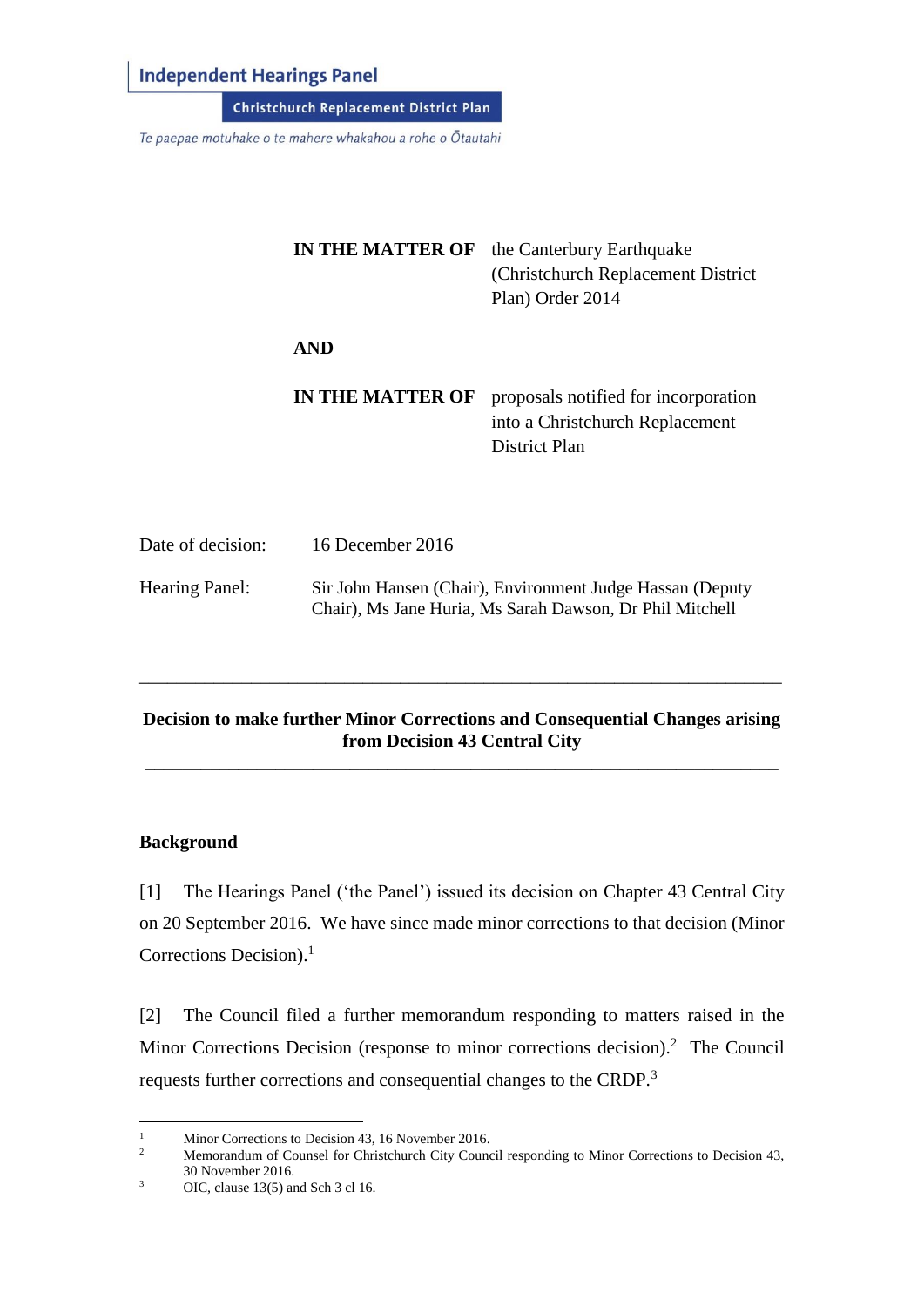**Independent Hearings Panel**

**Christchurch Replacement District Plan**

*Te paepae motuhake o te mahere whakahou a rohe o Ōtautahi*

| | |
|---|---|
| **IN THE MATTER OF** | the Canterbury Earthquake (Christchurch Replacement District Plan) Order 2014 |
| **AND** | |
| **IN THE MATTER OF** | proposals notified for incorporation into a Christchurch Replacement District Plan |

Date of decision: 16 December 2016

Hearing Panel: Sir John Hansen (Chair), Environment Judge Hassan (Deputy Chair), Ms Jane Huria, Ms Sarah Dawson, Dr Phil Mitchell

---

**Decision to make further Minor Corrections and Consequential Changes arising from Decision 43 Central City**

---

## Background

[1] The Hearings Panel ('the Panel') issued its decision on Chapter 43 Central City on 20 September 2016. We have since made minor corrections to that decision (Minor Corrections Decision).[1]

[2] The Council filed a further memorandum responding to matters raised in the Minor Corrections Decision (response to minor corrections decision).[2] The Council requests further corrections and consequential changes to the CRDP.[3]

---

[1] Minor Corrections to Decision 43, 16 November 2016.

[2] Memorandum of Counsel for Christchurch City Council responding to Minor Corrections to Decision 43, 30 November 2016.

[3] OIC, clause 13(5) and Sch 3 cl 16.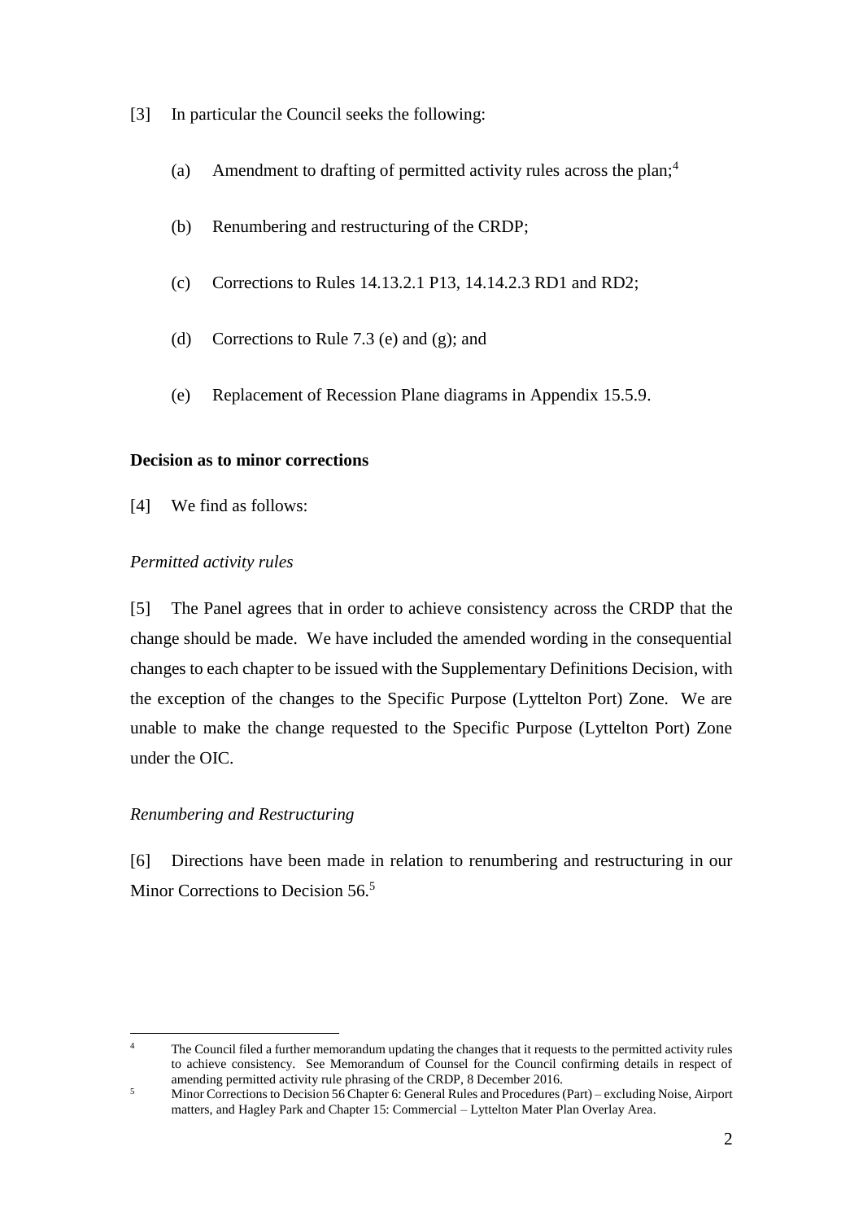[3] In particular the Council seeks the following:

(a) Amendment to drafting of permitted activity rules across the plan;[4]

(b) Renumbering and restructuring of the CRDP;

(c) Corrections to Rules 14.13.2.1 P13, 14.14.2.3 RD1 and RD2;

(d) Corrections to Rule 7.3 (e) and (g); and

(e) Replacement of Recession Plane diagrams in Appendix 15.5.9.

**Decision as to minor corrections**

[4] We find as follows:

*Permitted activity rules*

[5] The Panel agrees that in order to achieve consistency across the CRDP that the change should be made. We have included the amended wording in the consequential changes to each chapter to be issued with the Supplementary Definitions Decision, with the exception of the changes to the Specific Purpose (Lyttelton Port) Zone. We are unable to make the change requested to the Specific Purpose (Lyttelton Port) Zone under the OIC.

*Renumbering and Restructuring*

[6] Directions have been made in relation to renumbering and restructuring in our Minor Corrections to Decision 56.[5]

---

[4] The Council filed a further memorandum updating the changes that it requests to the permitted activity rules to achieve consistency. See Memorandum of Counsel for the Council confirming details in respect of amending permitted activity rule phrasing of the CRDP, 8 December 2016.

[5] Minor Corrections to Decision 56 Chapter 6: General Rules and Procedures (Part) – excluding Noise, Airport matters, and Hagley Park and Chapter 15: Commercial – Lyttelton Mater Plan Overlay Area.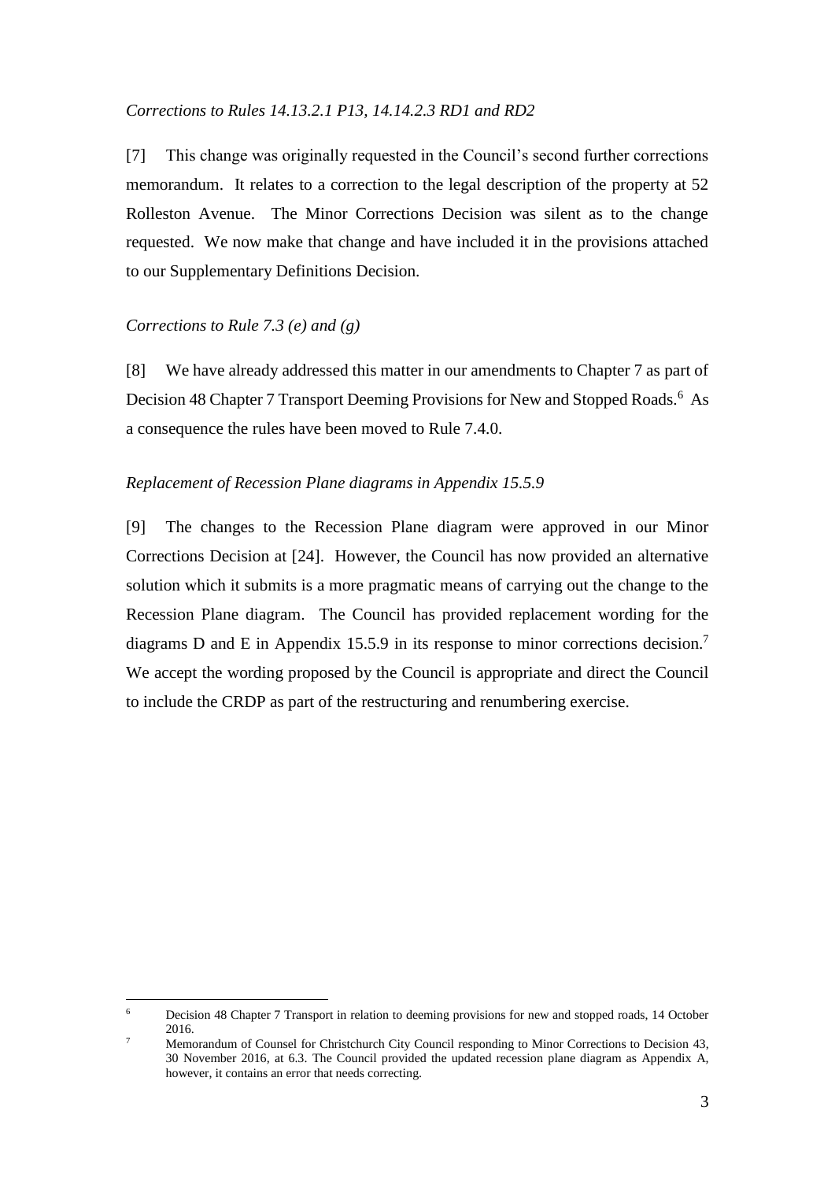*Corrections to Rules 14.13.2.1 P13, 14.14.2.3 RD1 and RD2*

[7] This change was originally requested in the Council's second further corrections memorandum. It relates to a correction to the legal description of the property at 52 Rolleston Avenue. The Minor Corrections Decision was silent as to the change requested. We now make that change and have included it in the provisions attached to our Supplementary Definitions Decision.

*Corrections to Rule 7.3 (e) and (g)*

[8] We have already addressed this matter in our amendments to Chapter 7 as part of Decision 48 Chapter 7 Transport Deeming Provisions for New and Stopped Roads.[6] As a consequence the rules have been moved to Rule 7.4.0.

*Replacement of Recession Plane diagrams in Appendix 15.5.9*

[9] The changes to the Recession Plane diagram were approved in our Minor Corrections Decision at [24]. However, the Council has now provided an alternative solution which it submits is a more pragmatic means of carrying out the change to the Recession Plane diagram. The Council has provided replacement wording for the diagrams D and E in Appendix 15.5.9 in its response to minor corrections decision.[7] We accept the wording proposed by the Council is appropriate and direct the Council to include the CRDP as part of the restructuring and renumbering exercise.

---

[6] Decision 48 Chapter 7 Transport in relation to deeming provisions for new and stopped roads, 14 October 2016.

[7] Memorandum of Counsel for Christchurch City Council responding to Minor Corrections to Decision 43, 30 November 2016, at 6.3. The Council provided the updated recession plane diagram as Appendix A, however, it contains an error that needs correcting.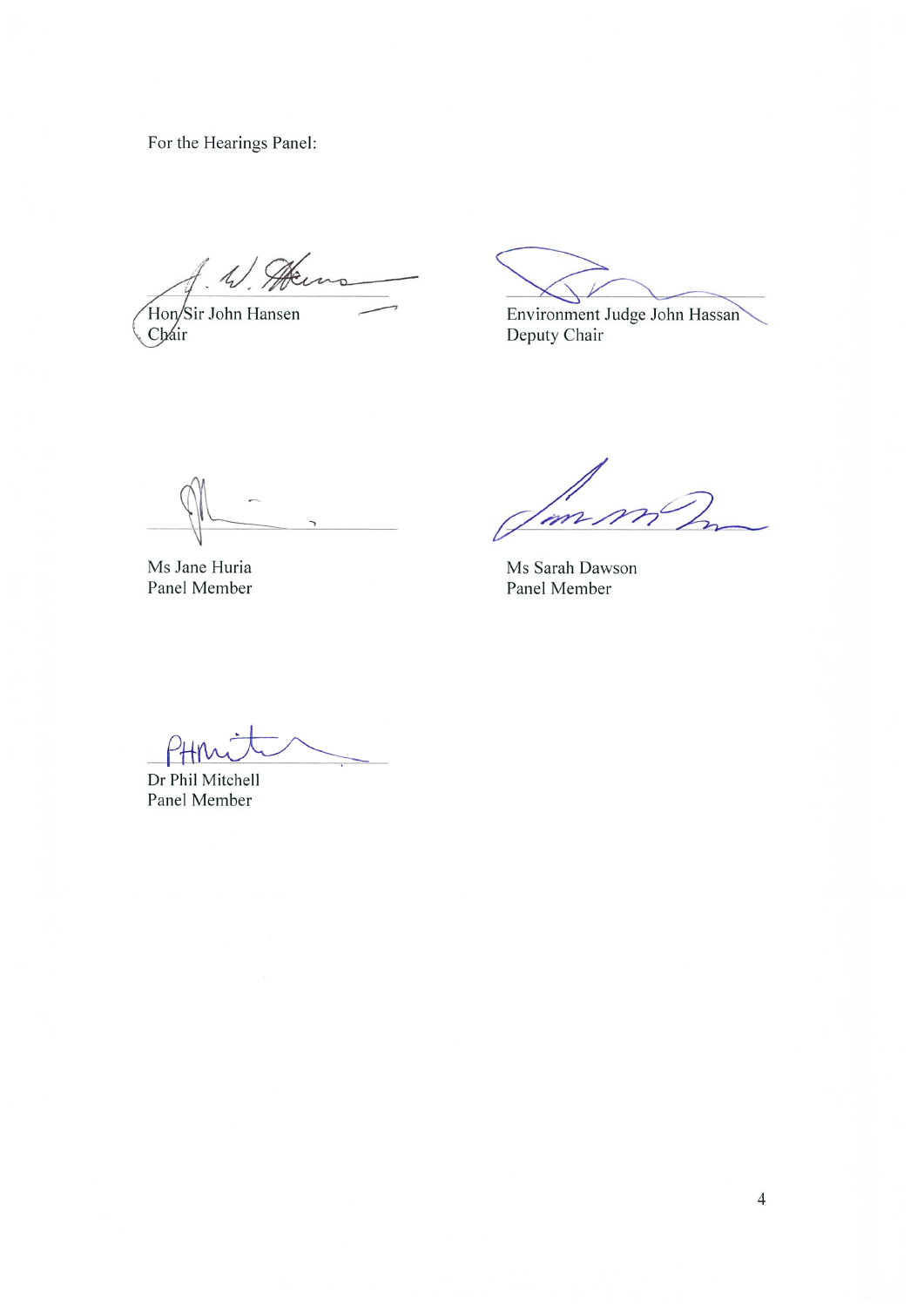For the Hearings Panel:

Hon Sir John Hansen
Chair

Environment Judge John Hassan
Deputy Chair

Ms Jane Huria
Panel Member

Ms Sarah Dawson
Panel Member

Dr Phil Mitchell
Panel Member